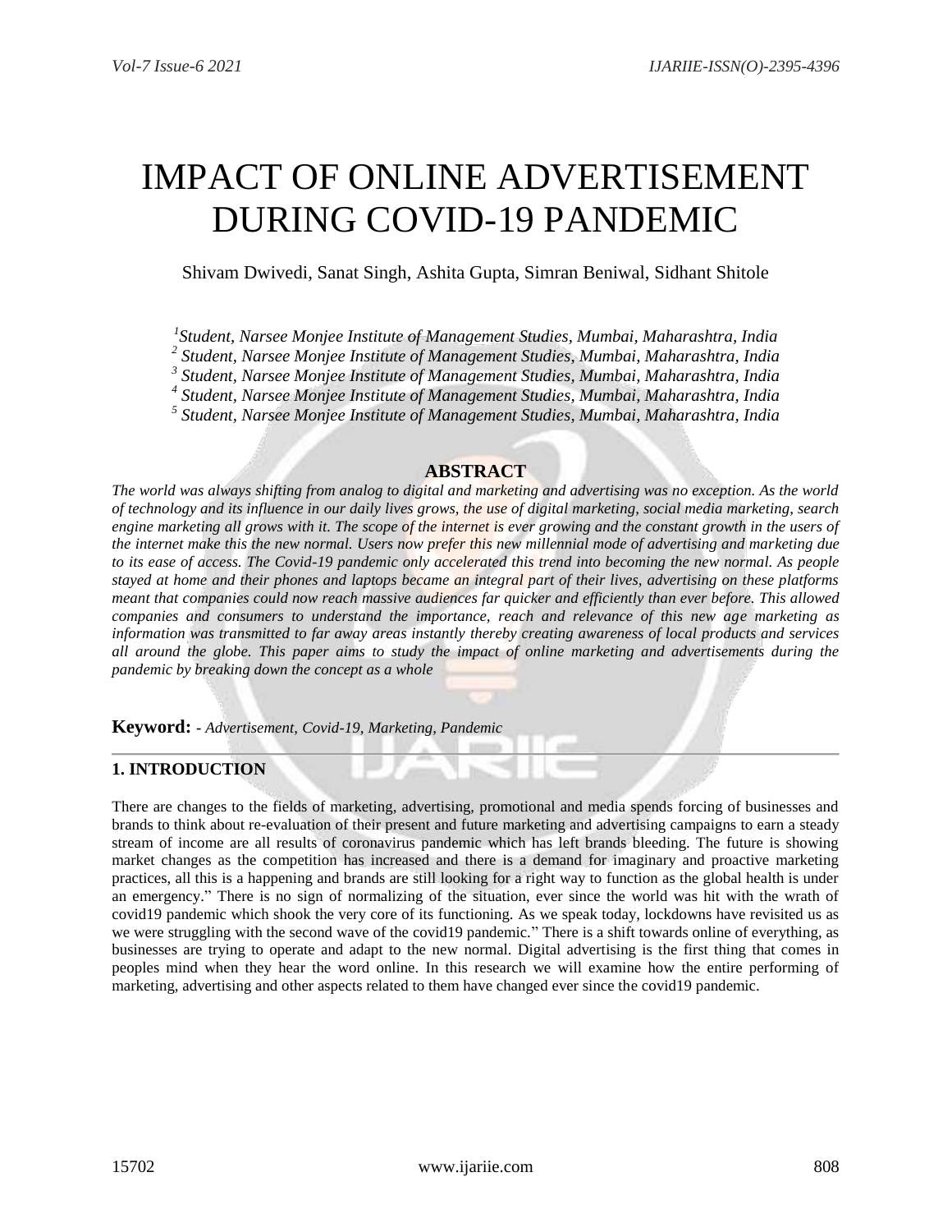# IMPACT OF ONLINE ADVERTISEMENT DURING COVID-19 PANDEMIC

Shivam Dwivedi, Sanat Singh, Ashita Gupta, Simran Beniwal, Sidhant Shitole

[1]*Student, Narsee Monjee Institute of Management Studies, Mumbai, Maharashtra, India*
[2] *Student, Narsee Monjee Institute of Management Studies, Mumbai, Maharashtra, India*
[3] *Student, Narsee Monjee Institute of Management Studies, Mumbai, Maharashtra, India*
[4] *Student, Narsee Monjee Institute of Management Studies, Mumbai, Maharashtra, India*
[5] *Student, Narsee Monjee Institute of Management Studies, Mumbai, Maharashtra, India*

## ABSTRACT

*The world was always shifting from analog to digital and marketing and advertising was no exception. As the world of technology and its influence in our daily lives grows, the use of digital marketing, social media marketing, search engine marketing all grows with it. The scope of the internet is ever growing and the constant growth in the users of the internet make this the new normal. Users now prefer this new millennial mode of advertising and marketing due to its ease of access. The Covid-19 pandemic only accelerated this trend into becoming the new normal. As people stayed at home and their phones and laptops became an integral part of their lives, advertising on these platforms meant that companies could now reach massive audiences far quicker and efficiently than ever before. This allowed companies and consumers to understand the importance, reach and relevance of this new age marketing as information was transmitted to far away areas instantly thereby creating awareness of local products and services all around the globe. This paper aims to study the impact of online marketing and advertisements during the pandemic by breaking down the concept as a whole*

**Keyword: -** *Advertisement, Covid-19, Marketing, Pandemic*

## 1. INTRODUCTION

There are changes to the fields of marketing, advertising, promotional and media spends forcing of businesses and brands to think about re-evaluation of their present and future marketing and advertising campaigns to earn a steady stream of income are all results of coronavirus pandemic which has left brands bleeding. The future is showing market changes as the competition has increased and there is a demand for imaginary and proactive marketing practices, all this is a happening and brands are still looking for a right way to function as the global health is under an emergency." There is no sign of normalizing of the situation, ever since the world was hit with the wrath of covid19 pandemic which shook the very core of its functioning. As we speak today, lockdowns have revisited us as we were struggling with the second wave of the covid19 pandemic." There is a shift towards online of everything, as businesses are trying to operate and adapt to the new normal. Digital advertising is the first thing that comes in peoples mind when they hear the word online. In this research we will examine how the entire performing of marketing, advertising and other aspects related to them have changed ever since the covid19 pandemic.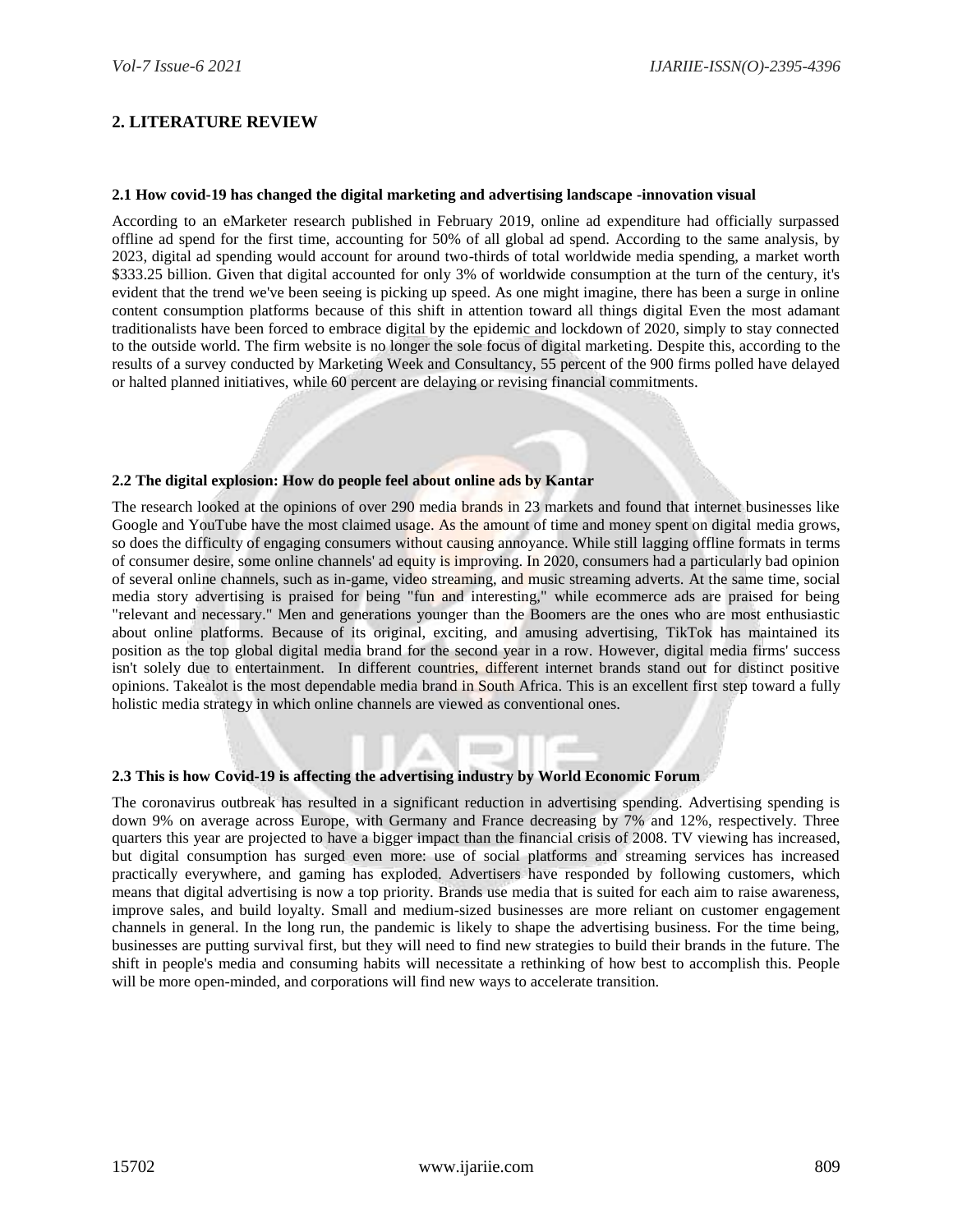## 2. LITERATURE REVIEW

### 2.1 How covid-19 has changed the digital marketing and advertising landscape -innovation visual

According to an eMarketer research published in February 2019, online ad expenditure had officially surpassed offline ad spend for the first time, accounting for 50% of all global ad spend. According to the same analysis, by 2023, digital ad spending would account for around two-thirds of total worldwide media spending, a market worth $333.25 billion. Given that digital accounted for only 3% of worldwide consumption at the turn of the century, it's evident that the trend we've been seeing is picking up speed. As one might imagine, there has been a surge in online content consumption platforms because of this shift in attention toward all things digital Even the most adamant traditionalists have been forced to embrace digital by the epidemic and lockdown of 2020, simply to stay connected to the outside world. The firm website is no longer the sole focus of digital marketing. Despite this, according to the results of a survey conducted by Marketing Week and Consultancy, 55 percent of the 900 firms polled have delayed or halted planned initiatives, while 60 percent are delaying or revising financial commitments.

### 2.2 The digital explosion: How do people feel about online ads by Kantar

The research looked at the opinions of over 290 media brands in 23 markets and found that internet businesses like Google and YouTube have the most claimed usage. As the amount of time and money spent on digital media grows, so does the difficulty of engaging consumers without causing annoyance. While still lagging offline formats in terms of consumer desire, some online channels' ad equity is improving. In 2020, consumers had a particularly bad opinion of several online channels, such as in-game, video streaming, and music streaming adverts. At the same time, social media story advertising is praised for being "fun and interesting," while ecommerce ads are praised for being "relevant and necessary." Men and generations younger than the Boomers are the ones who are most enthusiastic about online platforms. Because of its original, exciting, and amusing advertising, TikTok has maintained its position as the top global digital media brand for the second year in a row. However, digital media firms' success isn't solely due to entertainment. In different countries, different internet brands stand out for distinct positive opinions. Takealot is the most dependable media brand in South Africa. This is an excellent first step toward a fully holistic media strategy in which online channels are viewed as conventional ones.

### 2.3 This is how Covid-19 is affecting the advertising industry by World Economic Forum

The coronavirus outbreak has resulted in a significant reduction in advertising spending. Advertising spending is down 9% on average across Europe, with Germany and France decreasing by 7% and 12%, respectively. Three quarters this year are projected to have a bigger impact than the financial crisis of 2008. TV viewing has increased, but digital consumption has surged even more: use of social platforms and streaming services has increased practically everywhere, and gaming has exploded. Advertisers have responded by following customers, which means that digital advertising is now a top priority. Brands use media that is suited for each aim to raise awareness, improve sales, and build loyalty. Small and medium-sized businesses are more reliant on customer engagement channels in general. In the long run, the pandemic is likely to shape the advertising business. For the time being, businesses are putting survival first, but they will need to find new strategies to build their brands in the future. The shift in people's media and consuming habits will necessitate a rethinking of how best to accomplish this. People will be more open-minded, and corporations will find new ways to accelerate transition.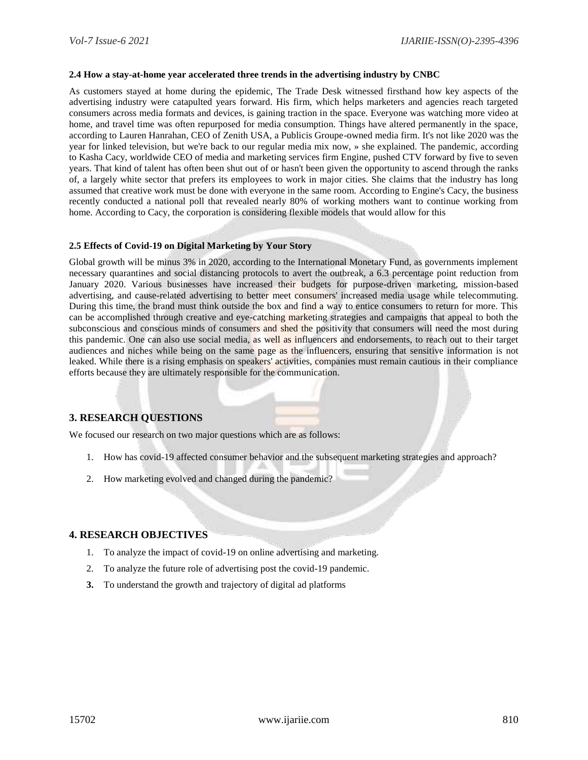### 2.4 How a stay-at-home year accelerated three trends in the advertising industry by CNBC

As customers stayed at home during the epidemic, The Trade Desk witnessed firsthand how key aspects of the advertising industry were catapulted years forward. His firm, which helps marketers and agencies reach targeted consumers across media formats and devices, is gaining traction in the space. Everyone was watching more video at home, and travel time was often repurposed for media consumption. Things have altered permanently in the space, according to Lauren Hanrahan, CEO of Zenith USA, a Publicis Groupe-owned media firm. It's not like 2020 was the year for linked television, but we're back to our regular media mix now, » she explained. The pandemic, according to Kasha Cacy, worldwide CEO of media and marketing services firm Engine, pushed CTV forward by five to seven years. That kind of talent has often been shut out of or hasn't been given the opportunity to ascend through the ranks of, a largely white sector that prefers its employees to work in major cities. She claims that the industry has long assumed that creative work must be done with everyone in the same room. According to Engine's Cacy, the business recently conducted a national poll that revealed nearly 80% of working mothers want to continue working from home. According to Cacy, the corporation is considering flexible models that would allow for this

### 2.5 Effects of Covid-19 on Digital Marketing by Your Story

Global growth will be minus 3% in 2020, according to the International Monetary Fund, as governments implement necessary quarantines and social distancing protocols to avert the outbreak, a 6.3 percentage point reduction from January 2020. Various businesses have increased their budgets for purpose-driven marketing, mission-based advertising, and cause-related advertising to better meet consumers' increased media usage while telecommuting. During this time, the brand must think outside the box and find a way to entice consumers to return for more. This can be accomplished through creative and eye-catching marketing strategies and campaigns that appeal to both the subconscious and conscious minds of consumers and shed the positivity that consumers will need the most during this pandemic. One can also use social media, as well as influencers and endorsements, to reach out to their target audiences and niches while being on the same page as the influencers, ensuring that sensitive information is not leaked. While there is a rising emphasis on speakers' activities, companies must remain cautious in their compliance efforts because they are ultimately responsible for the communication.

## 3. RESEARCH QUESTIONS

We focused our research on two major questions which are as follows:

1. How has covid-19 affected consumer behavior and the subsequent marketing strategies and approach?
2. How marketing evolved and changed during the pandemic?

## 4. RESEARCH OBJECTIVES

1. To analyze the impact of covid-19 on online advertising and marketing.
2. To analyze the future role of advertising post the covid-19 pandemic.
3. To understand the growth and trajectory of digital ad platforms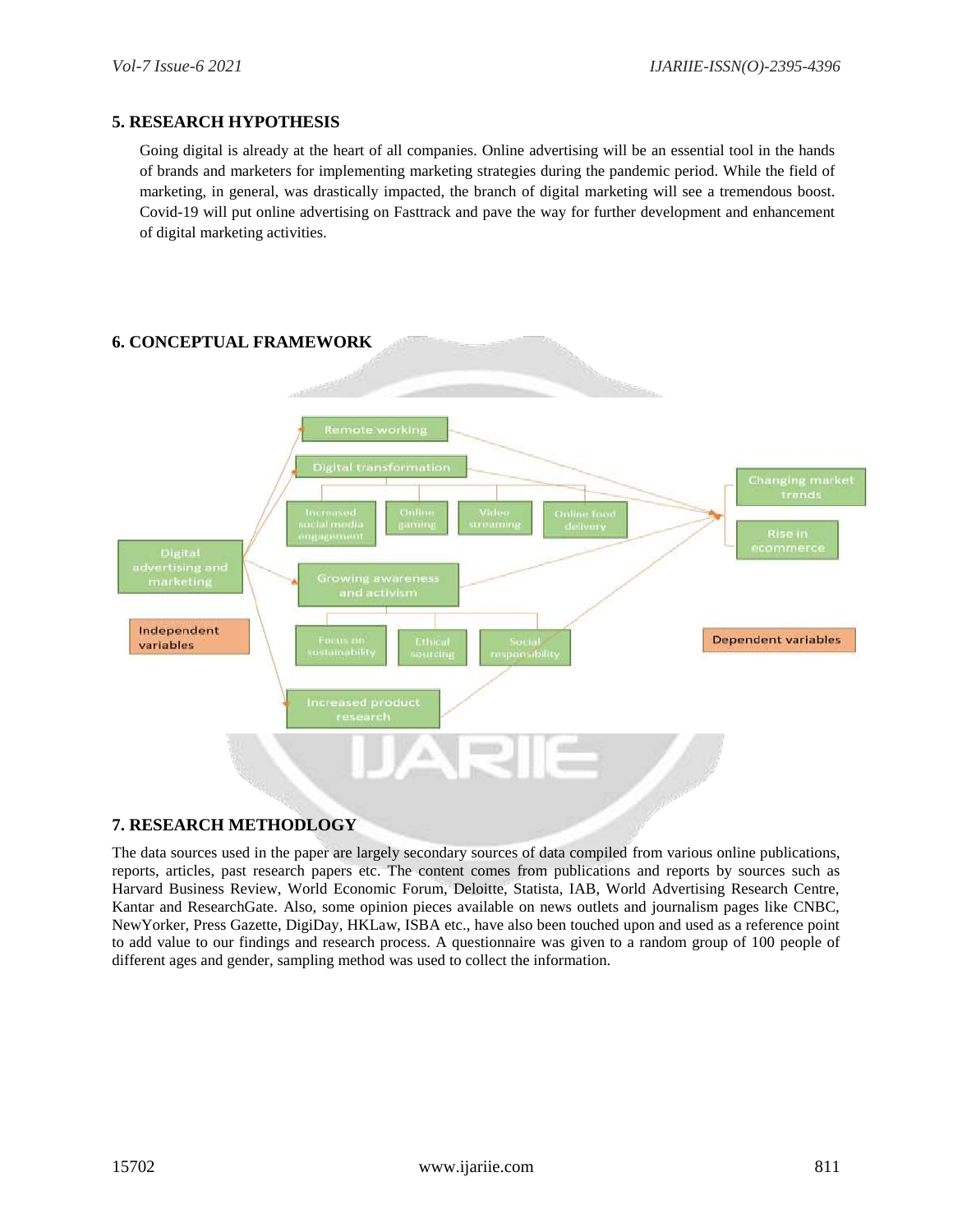## 5. RESEARCH HYPOTHESIS

Going digital is already at the heart of all companies. Online advertising will be an essential tool in the hands of brands and marketers for implementing marketing strategies during the pandemic period. While the field of marketing, in general, was drastically impacted, the branch of digital marketing will see a tremendous boost. Covid-19 will put online advertising on Fasttrack and pave the way for further development and enhancement of digital marketing activities.

## 6. CONCEPTUAL FRAMEWORK

Digital advertising and marketing

Independent variables

Remote working

Digital transformation

Increased social media engagement

Online gaming

Video streaming

Online food delivery

Growing awareness and activism

Focus on sustainability

Ethical sourcing

Social responsibility

Increased product research

Changing market trends

Rise in ecommerce

Dependent variables

## 7. RESEARCH METHODLOGY

The data sources used in the paper are largely secondary sources of data compiled from various online publications, reports, articles, past research papers etc. The content comes from publications and reports by sources such as Harvard Business Review, World Economic Forum, Deloitte, Statista, IAB, World Advertising Research Centre, Kantar and ResearchGate. Also, some opinion pieces available on news outlets and journalism pages like CNBC, NewYorker, Press Gazette, DigiDay, HKLaw, ISBA etc., have also been touched upon and used as a reference point to add value to our findings and research process. A questionnaire was given to a random group of 100 people of different ages and gender, sampling method was used to collect the information.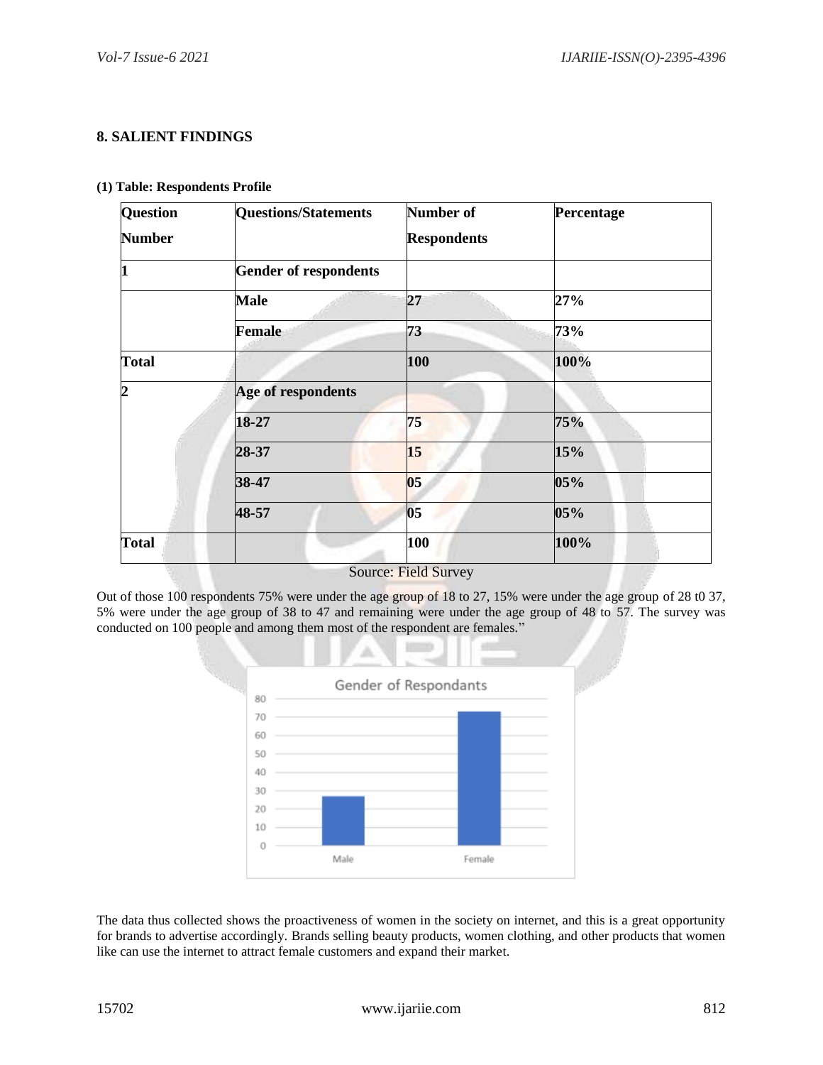## 8. SALIENT FINDINGS

**(1) Table: Respondents Profile**

| Question Number | Questions/Statements | Number of Respondents | Percentage |
|---|---|---|---|
| **1** | **Gender of respondents** | | |
| | **Male** | **27** | **27%** |
| | **Female** | **73** | **73%** |
| **Total** | | **100** | **100%** |
| **2** | **Age of respondents** | | |
| | **18-27** | **75** | **75%** |
| | **28-37** | **15** | **15%** |
| | **38-47** | **05** | **05%** |
| | **48-57** | **05** | **05%** |
| **Total** | | **100** | **100%** |

Source: Field Survey

Out of those 100 respondents 75% were under the age group of 18 to 27, 15% were under the age group of 28 t0 37, 5% were under the age group of 38 to 47 and remaining were under the age group of 48 to 57. The survey was conducted on 100 people and among them most of the respondent are females."

The data thus collected shows the proactiveness of women in the society on internet, and this is a great opportunity for brands to advertise accordingly. Brands selling beauty products, women clothing, and other products that women like can use the internet to attract female customers and expand their market.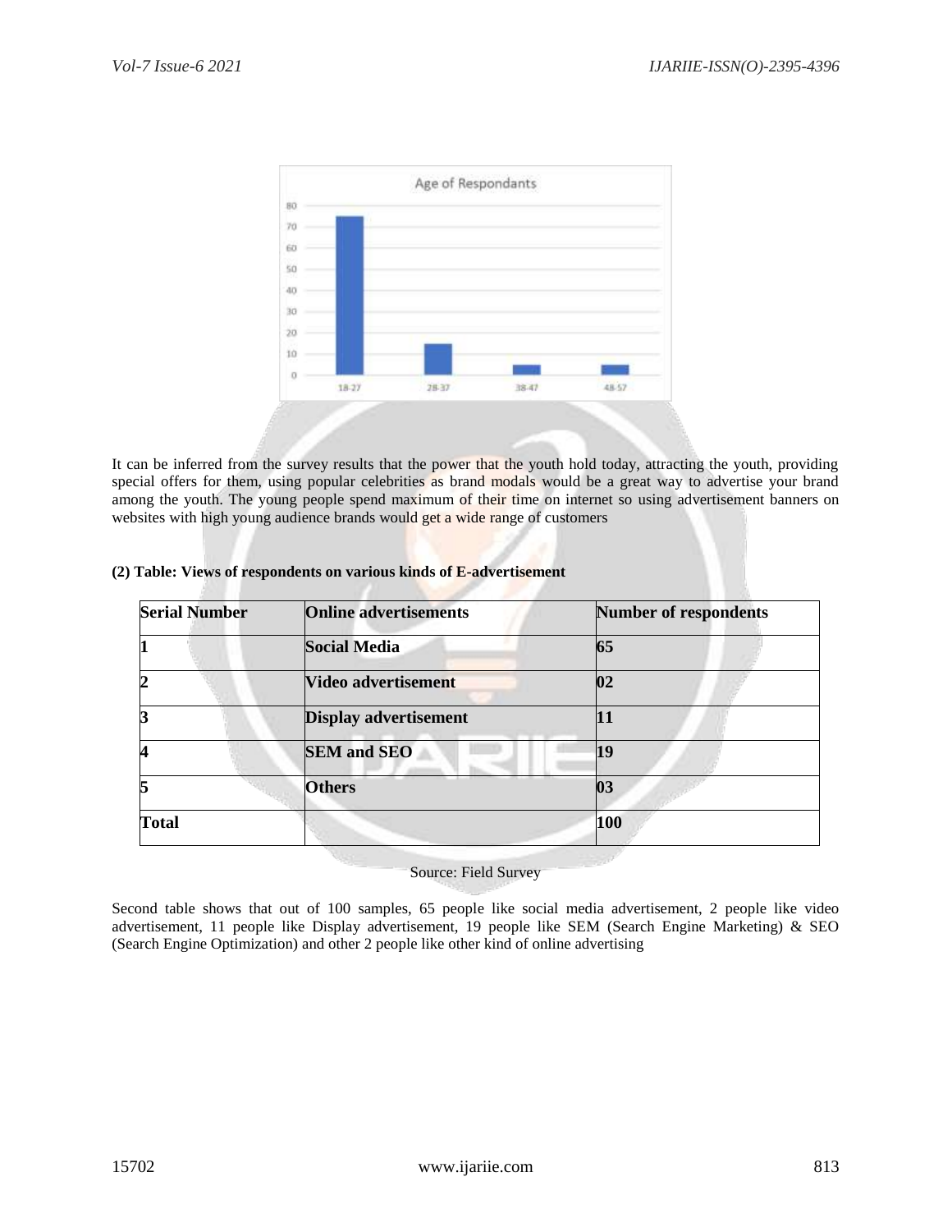It can be inferred from the survey results that the power that the youth hold today, attracting the youth, providing special offers for them, using popular celebrities as brand modals would be a great way to advertise your brand among the youth. The young people spend maximum of their time on internet so using advertisement banners on websites with high young audience brands would get a wide range of customers

**(2) Table: Views of respondents on various kinds of E-advertisement**

| **Serial Number** | **Online advertisements** | **Number of respondents** |
|---|---|---|
| **1** | **Social Media** | **65** |
| **2** | **Video advertisement** | **02** |
| **3** | **Display advertisement** | **11** |
| **4** | **SEM and SEO** | **19** |
| **5** | **Others** | **03** |
| **Total** | | **100** |

Source: Field Survey

Second table shows that out of 100 samples, 65 people like social media advertisement, 2 people like video advertisement, 11 people like Display advertisement, 19 people like SEM (Search Engine Marketing) & SEO (Search Engine Optimization) and other 2 people like other kind of online advertising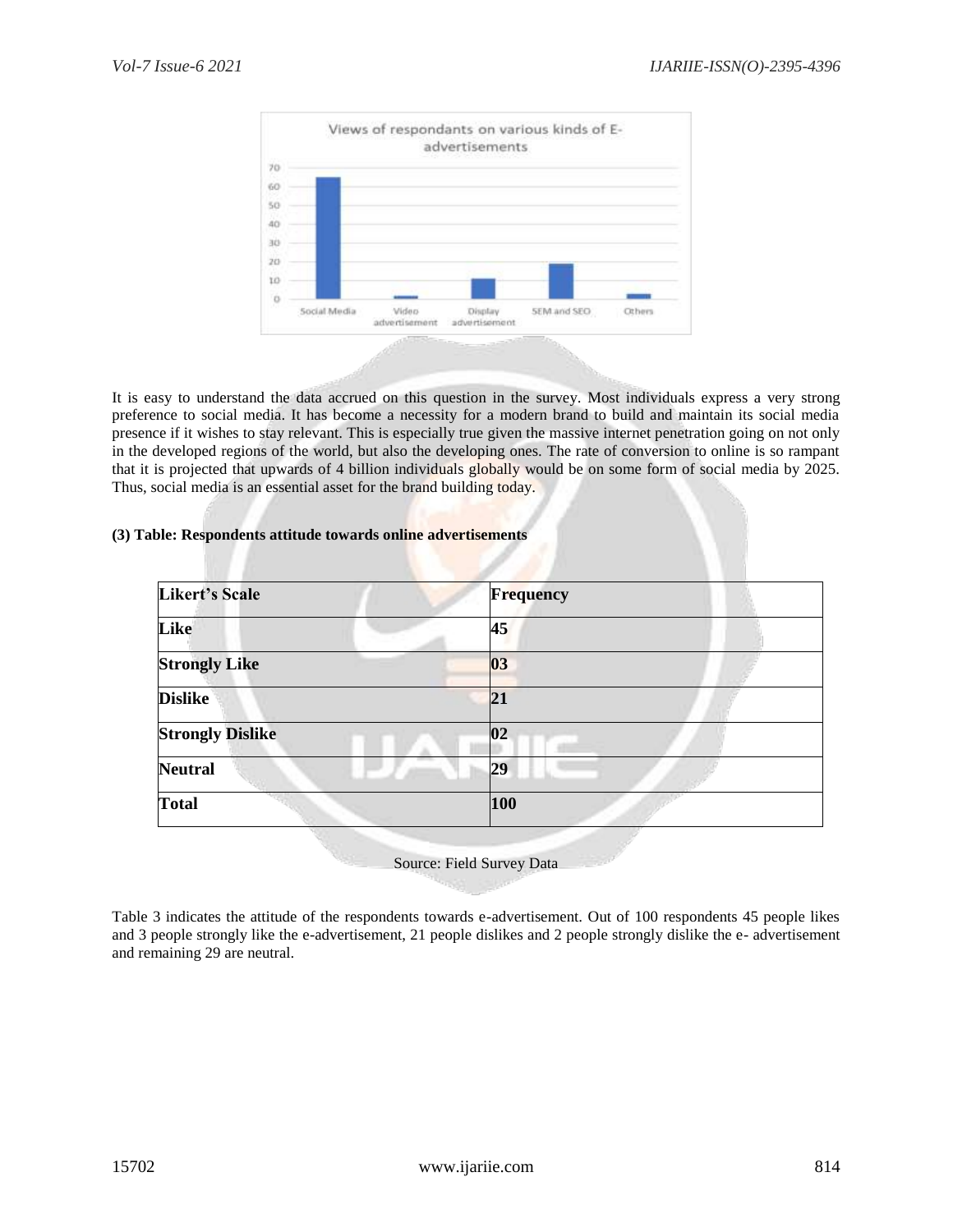It is easy to understand the data accrued on this question in the survey. Most individuals express a very strong preference to social media. It has become a necessity for a modern brand to build and maintain its social media presence if it wishes to stay relevant. This is especially true given the massive internet penetration going on not only in the developed regions of the world, but also the developing ones. The rate of conversion to online is so rampant that it is projected that upwards of 4 billion individuals globally would be on some form of social media by 2025. Thus, social media is an essential asset for the brand building today.

**(3) Table: Respondents attitude towards online advertisements**

| Likert's Scale | Frequency |
|---|---|
| Like | 45 |
| Strongly Like | 03 |
| Dislike | 21 |
| Strongly Dislike | 02 |
| Neutral | 29 |
| Total | 100 |

Source: Field Survey Data

Table 3 indicates the attitude of the respondents towards e-advertisement. Out of 100 respondents 45 people likes and 3 people strongly like the e-advertisement, 21 people dislikes and 2 people strongly dislike the e- advertisement and remaining 29 are neutral.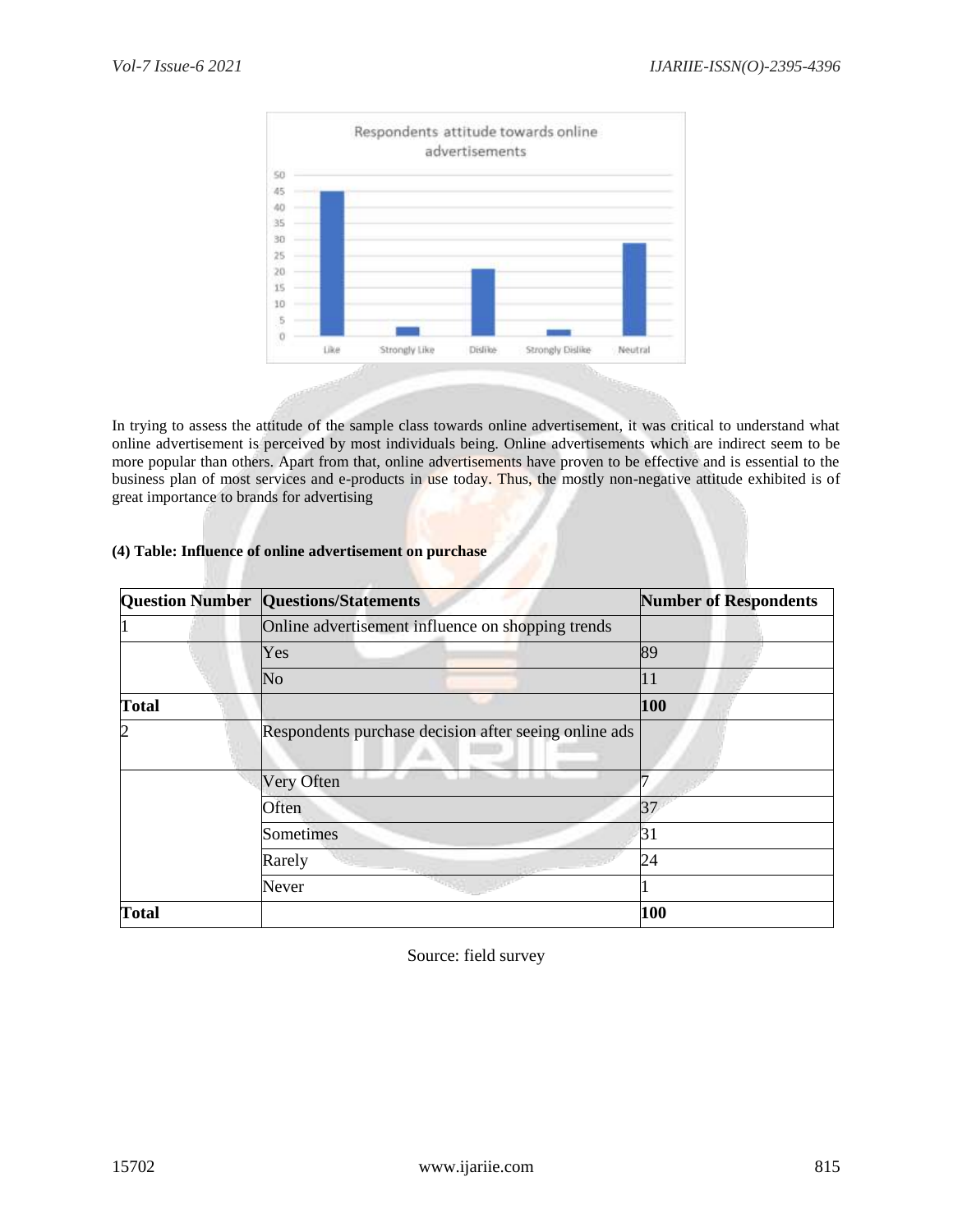In trying to assess the attitude of the sample class towards online advertisement, it was critical to understand what online advertisement is perceived by most individuals being. Online advertisements which are indirect seem to be more popular than others. Apart from that, online advertisements have proven to be effective and is essential to the business plan of most services and e-products in use today. Thus, the mostly non-negative attitude exhibited is of great importance to brands for advertising

**(4) Table: Influence of online advertisement on purchase**

| Question Number | Questions/Statements | Number of Respondents |
|---|---|---|
| 1 | Online advertisement influence on shopping trends | |
| | Yes | 89 |
| | No | 11 |
| **Total** | | **100** |
| 2 | Respondents purchase decision after seeing online ads | |
| | Very Often | 7 |
| | Often | 37 |
| | Sometimes | 31 |
| | Rarely | 24 |
| | Never | 1 |
| **Total** | | **100** |

Source: field survey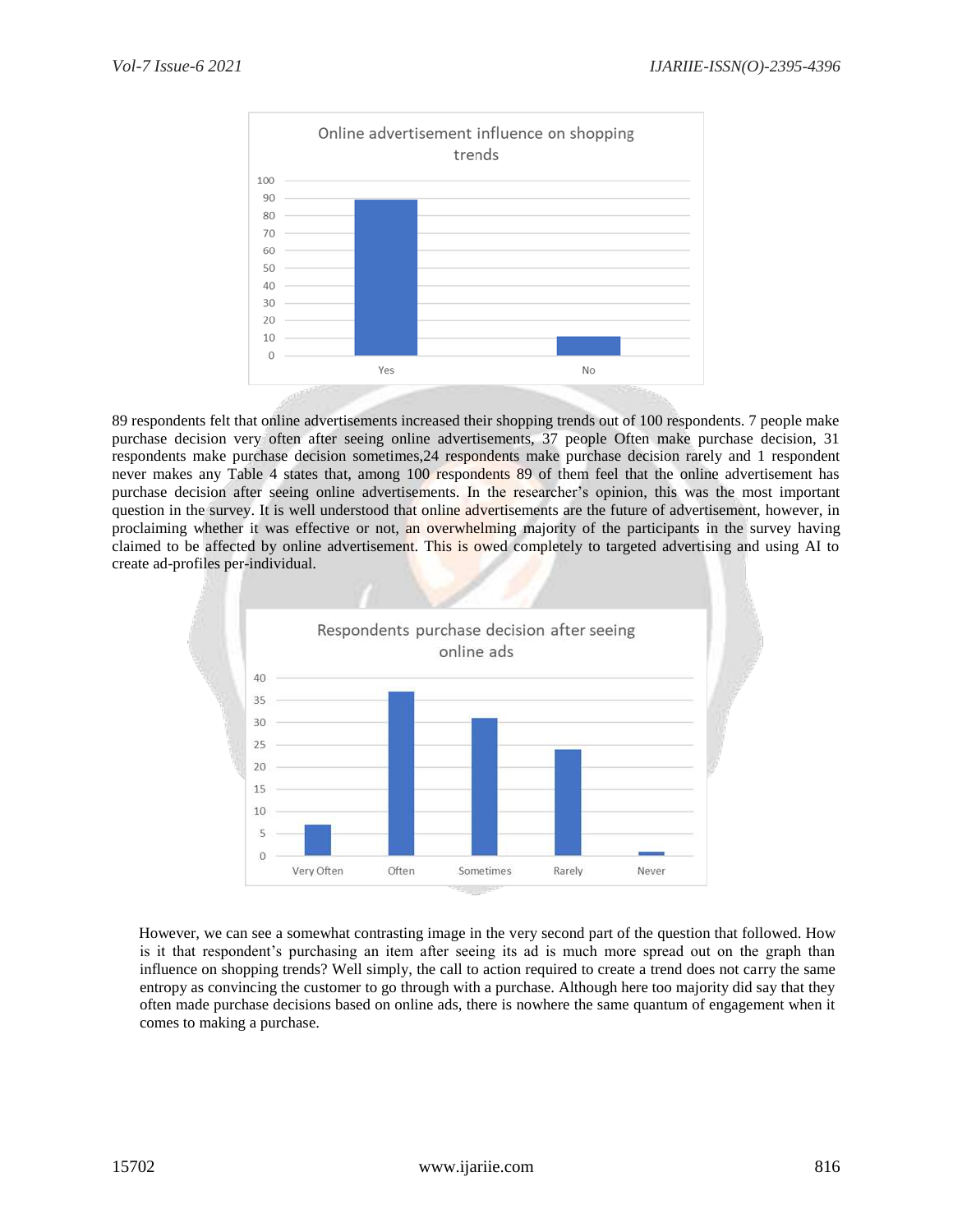89 respondents felt that online advertisements increased their shopping trends out of 100 respondents. 7 people make purchase decision very often after seeing online advertisements, 37 people Often make purchase decision, 31 respondents make purchase decision sometimes,24 respondents make purchase decision rarely and 1 respondent never makes any Table 4 states that, among 100 respondents 89 of them feel that the online advertisement has purchase decision after seeing online advertisements. In the researcher's opinion, this was the most important question in the survey. It is well understood that online advertisements are the future of advertisement, however, in proclaiming whether it was effective or not, an overwhelming majority of the participants in the survey having claimed to be affected by online advertisement. This is owed completely to targeted advertising and using AI to create ad-profiles per-individual.

However, we can see a somewhat contrasting image in the very second part of the question that followed. How is it that respondent's purchasing an item after seeing its ad is much more spread out on the graph than influence on shopping trends? Well simply, the call to action required to create a trend does not carry the same entropy as convincing the customer to go through with a purchase. Although here too majority did say that they often made purchase decisions based on online ads, there is nowhere the same quantum of engagement when it comes to making a purchase.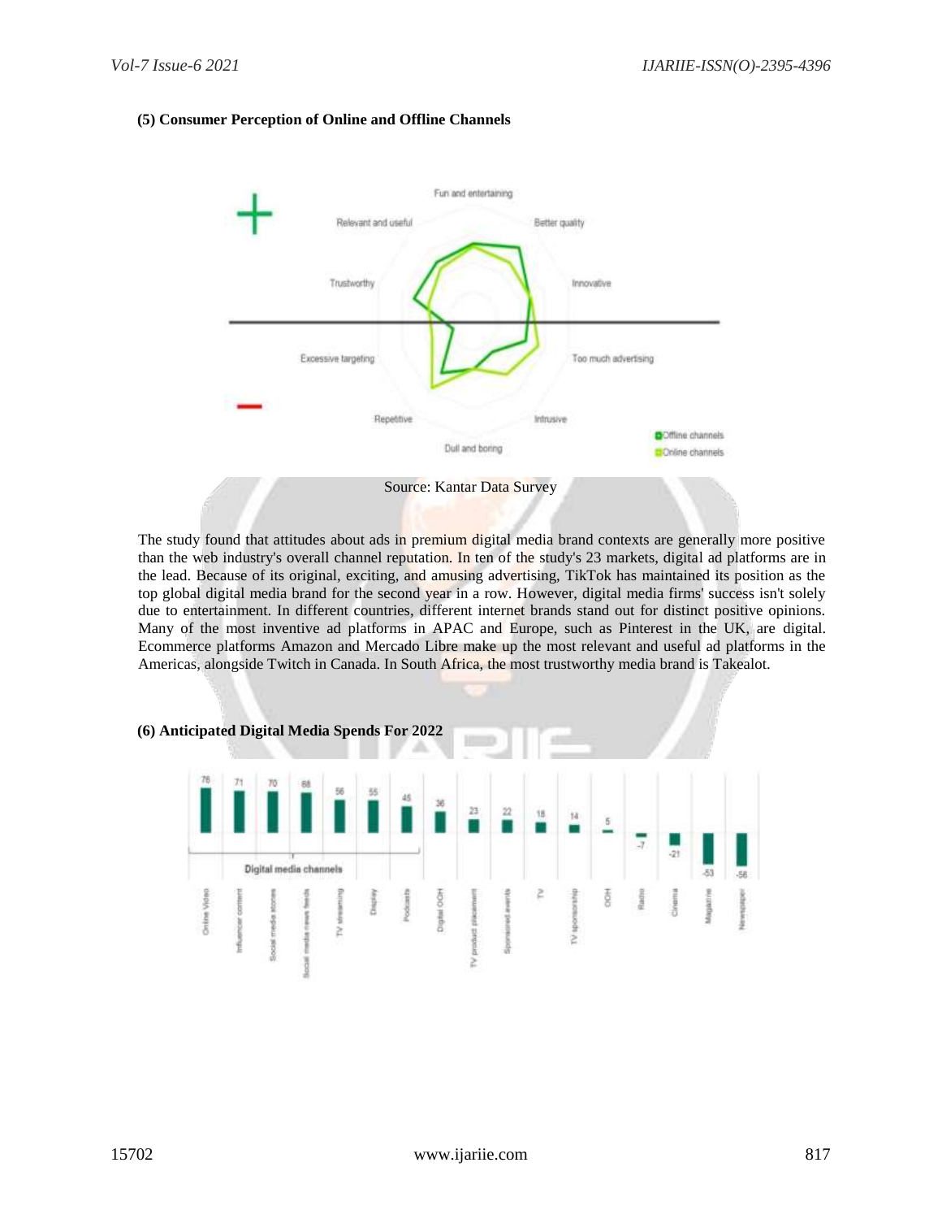**(5) Consumer Perception of Online and Offline Channels**

Source: Kantar Data Survey

The study found that attitudes about ads in premium digital media brand contexts are generally more positive than the web industry's overall channel reputation. In ten of the study's 23 markets, digital ad platforms are in the lead. Because of its original, exciting, and amusing advertising, TikTok has maintained its position as the top global digital media brand for the second year in a row. However, digital media firms' success isn't solely due to entertainment. In different countries, different internet brands stand out for distinct positive opinions. Many of the most inventive ad platforms in APAC and Europe, such as Pinterest in the UK, are digital. Ecommerce platforms Amazon and Mercado Libre make up the most relevant and useful ad platforms in the Americas, alongside Twitch in Canada. In South Africa, the most trustworthy media brand is Takealot.

**(6) Anticipated Digital Media Spends For 2022**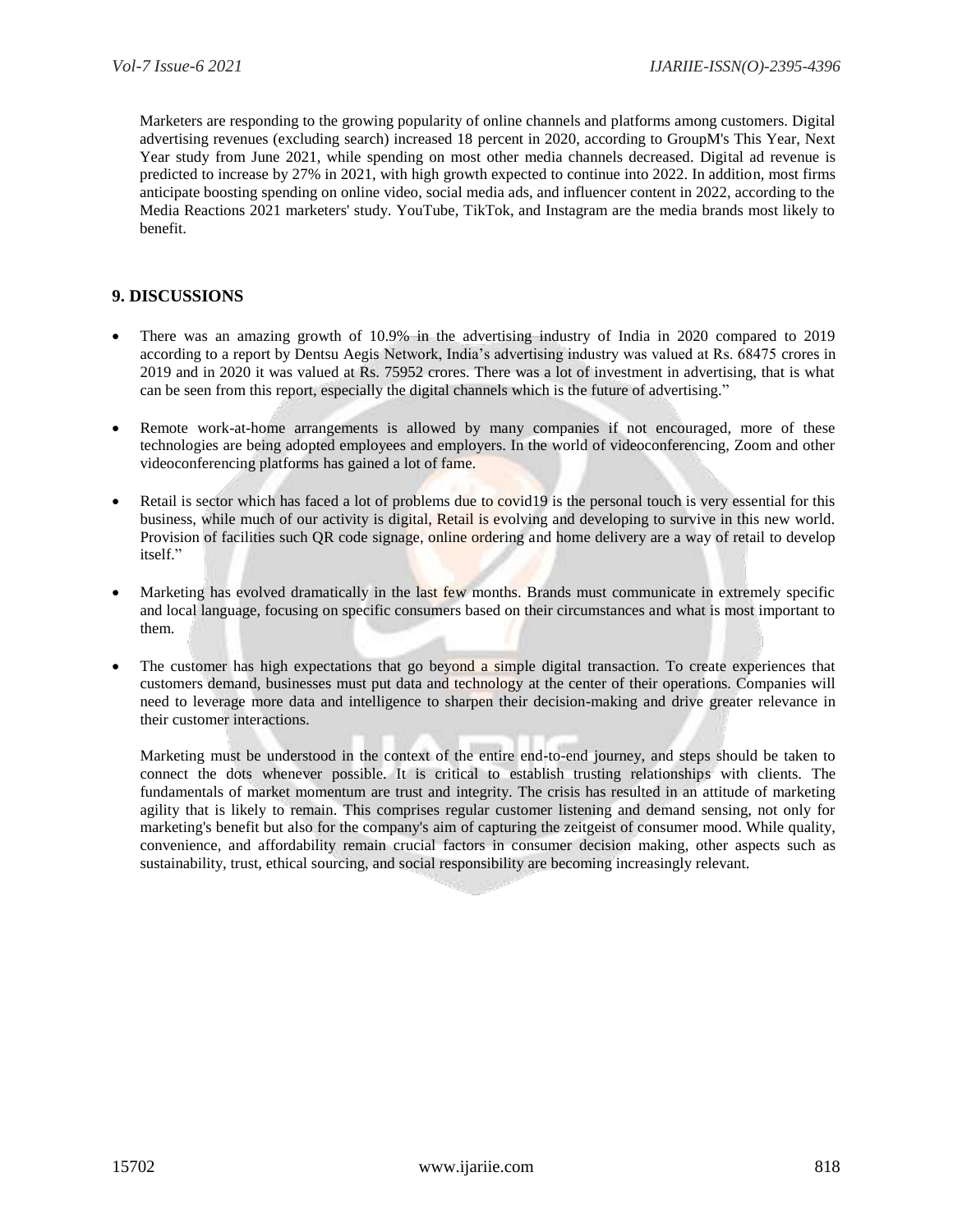Marketers are responding to the growing popularity of online channels and platforms among customers. Digital advertising revenues (excluding search) increased 18 percent in 2020, according to GroupM's This Year, Next Year study from June 2021, while spending on most other media channels decreased. Digital ad revenue is predicted to increase by 27% in 2021, with high growth expected to continue into 2022. In addition, most firms anticipate boosting spending on online video, social media ads, and influencer content in 2022, according to the Media Reactions 2021 marketers' study. YouTube, TikTok, and Instagram are the media brands most likely to benefit.

## 9. DISCUSSIONS

- There was an amazing growth of 10.9% in the advertising industry of India in 2020 compared to 2019 according to a report by Dentsu Aegis Network, India's advertising industry was valued at Rs. 68475 crores in 2019 and in 2020 it was valued at Rs. 75952 crores. There was a lot of investment in advertising, that is what can be seen from this report, especially the digital channels which is the future of advertising."

- Remote work-at-home arrangements is allowed by many companies if not encouraged, more of these technologies are being adopted employees and employers. In the world of videoconferencing, Zoom and other videoconferencing platforms has gained a lot of fame.

- Retail is sector which has faced a lot of problems due to covid19 is the personal touch is very essential for this business, while much of our activity is digital, Retail is evolving and developing to survive in this new world. Provision of facilities such QR code signage, online ordering and home delivery are a way of retail to develop itself."

- Marketing has evolved dramatically in the last few months. Brands must communicate in extremely specific and local language, focusing on specific consumers based on their circumstances and what is most important to them.

- The customer has high expectations that go beyond a simple digital transaction. To create experiences that customers demand, businesses must put data and technology at the center of their operations. Companies will need to leverage more data and intelligence to sharpen their decision-making and drive greater relevance in their customer interactions.

  Marketing must be understood in the context of the entire end-to-end journey, and steps should be taken to connect the dots whenever possible. It is critical to establish trusting relationships with clients. The fundamentals of market momentum are trust and integrity. The crisis has resulted in an attitude of marketing agility that is likely to remain. This comprises regular customer listening and demand sensing, not only for marketing's benefit but also for the company's aim of capturing the zeitgeist of consumer mood. While quality, convenience, and affordability remain crucial factors in consumer decision making, other aspects such as sustainability, trust, ethical sourcing, and social responsibility are becoming increasingly relevant.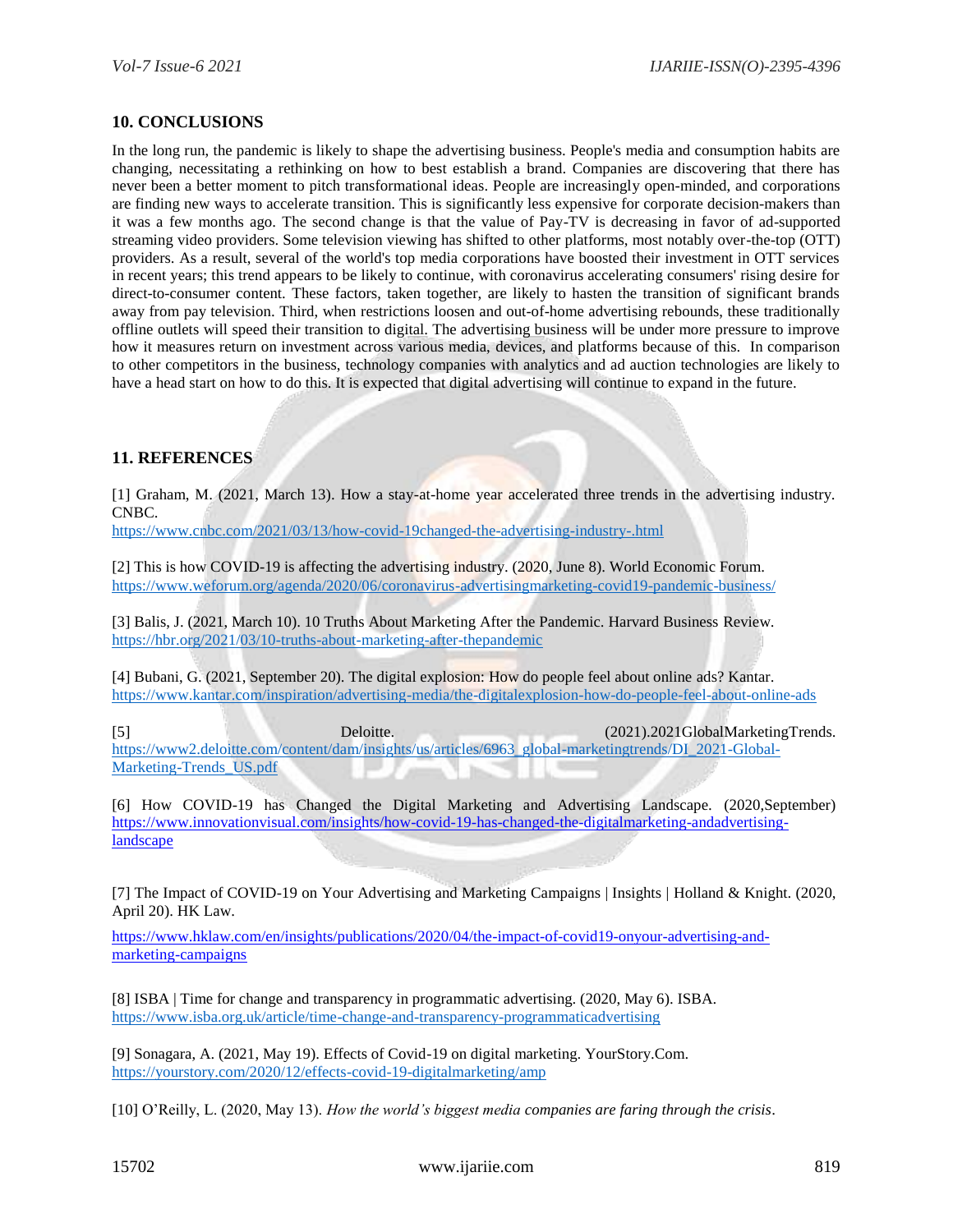## 10. CONCLUSIONS

In the long run, the pandemic is likely to shape the advertising business. People's media and consumption habits are changing, necessitating a rethinking on how to best establish a brand. Companies are discovering that there has never been a better moment to pitch transformational ideas. People are increasingly open-minded, and corporations are finding new ways to accelerate transition. This is significantly less expensive for corporate decision-makers than it was a few months ago. The second change is that the value of Pay-TV is decreasing in favor of ad-supported streaming video providers. Some television viewing has shifted to other platforms, most notably over-the-top (OTT) providers. As a result, several of the world's top media corporations have boosted their investment in OTT services in recent years; this trend appears to be likely to continue, with coronavirus accelerating consumers' rising desire for direct-to-consumer content. These factors, taken together, are likely to hasten the transition of significant brands away from pay television. Third, when restrictions loosen and out-of-home advertising rebounds, these traditionally offline outlets will speed their transition to digital. The advertising business will be under more pressure to improve how it measures return on investment across various media, devices, and platforms because of this. In comparison to other competitors in the business, technology companies with analytics and ad auction technologies are likely to have a head start on how to do this. It is expected that digital advertising will continue to expand in the future.

## 11. REFERENCES

[1] Graham, M. (2021, March 13). How a stay-at-home year accelerated three trends in the advertising industry. CNBC.
https://www.cnbc.com/2021/03/13/how-covid-19changed-the-advertising-industry-.html

[2] This is how COVID-19 is affecting the advertising industry. (2020, June 8). World Economic Forum.
https://www.weforum.org/agenda/2020/06/coronavirus-advertisingmarketing-covid19-pandemic-business/

[3] Balis, J. (2021, March 10). 10 Truths About Marketing After the Pandemic. Harvard Business Review.
https://hbr.org/2021/03/10-truths-about-marketing-after-thepandemic

[4] Bubani, G. (2021, September 20). The digital explosion: How do people feel about online ads? Kantar.
https://www.kantar.com/inspiration/advertising-media/the-digitalexplosion-how-do-people-feel-about-online-ads

[5] Deloitte. (2021).2021GlobalMarketingTrends.
https://www2.deloitte.com/content/dam/insights/us/articles/6963_global-marketingtrends/DI_2021-Global-Marketing-Trends_US.pdf

[6] How COVID-19 has Changed the Digital Marketing and Advertising Landscape. (2020,September)
https://www.innovationvisual.com/insights/how-covid-19-has-changed-the-digitalmarketing-andadvertising-landscape

[7] The Impact of COVID-19 on Your Advertising and Marketing Campaigns | Insights | Holland & Knight. (2020, April 20). HK Law.

https://www.hklaw.com/en/insights/publications/2020/04/the-impact-of-covid19-onyour-advertising-and-marketing-campaigns

[8] ISBA | Time for change and transparency in programmatic advertising. (2020, May 6). ISBA.
https://www.isba.org.uk/article/time-change-and-transparency-programmaticadvertising

[9] Sonagara, A. (2021, May 19). Effects of Covid-19 on digital marketing. YourStory.Com.
https://yourstory.com/2020/12/effects-covid-19-digitalmarketing/amp

[10] O'Reilly, L. (2020, May 13). *How the world's biggest media companies are faring through the crisis*.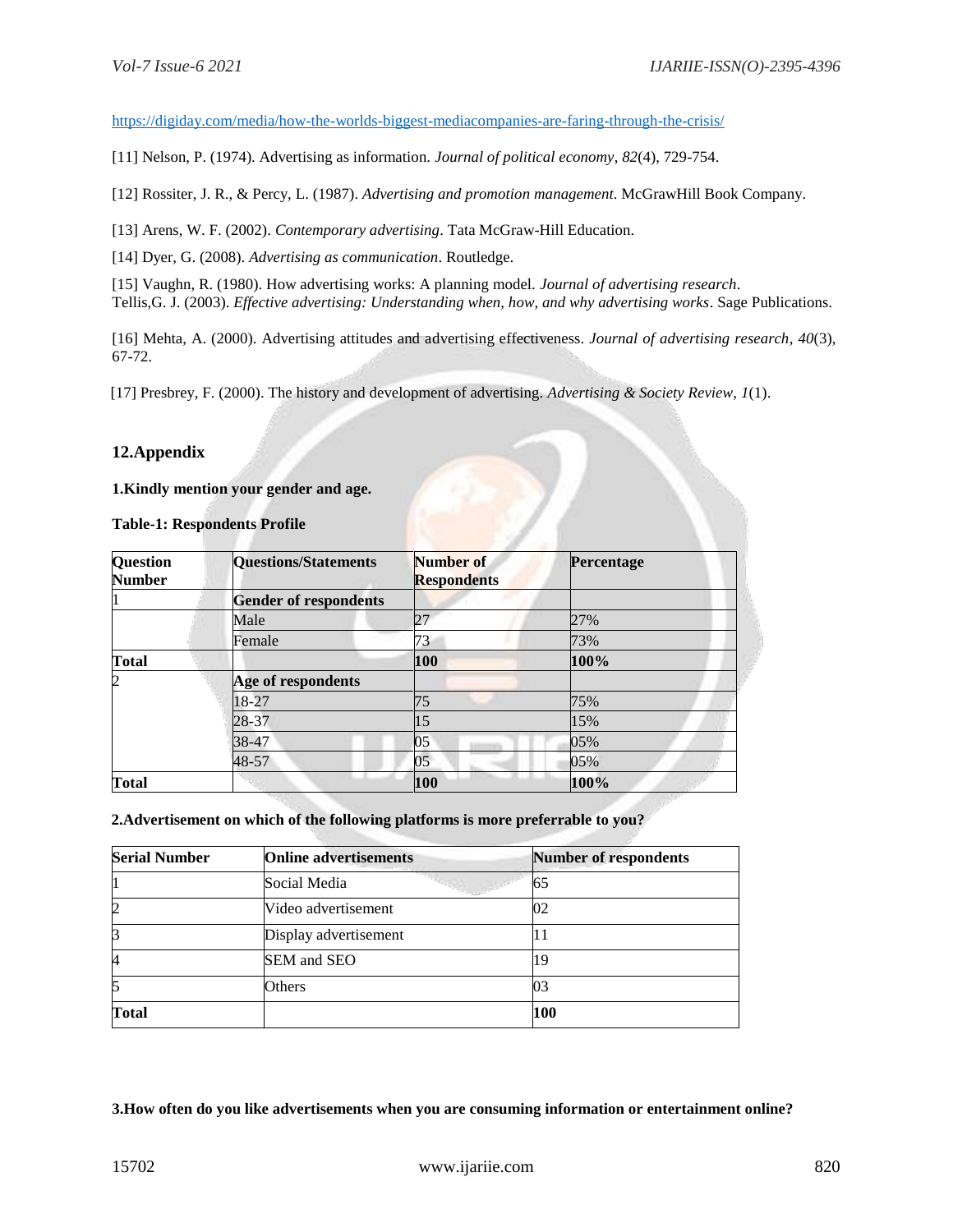https://digiday.com/media/how-the-worlds-biggest-mediacompanies-are-faring-through-the-crisis/

[11] Nelson, P. (1974). Advertising as information. *Journal of political economy*, *82*(4), 729-754.

[12] Rossiter, J. R., & Percy, L. (1987). *Advertising and promotion management*. McGrawHill Book Company.

[13] Arens, W. F. (2002). *Contemporary advertising*. Tata McGraw-Hill Education.

[14] Dyer, G. (2008). *Advertising as communication*. Routledge.

[15] Vaughn, R. (1980). How advertising works: A planning model. *Journal of advertising research*.
Tellis,G. J. (2003). *Effective advertising: Understanding when, how, and why advertising works*. Sage Publications.

[16] Mehta, A. (2000). Advertising attitudes and advertising effectiveness. *Journal of advertising research*, *40*(3), 67-72.

[17] Presbrey, F. (2000). The history and development of advertising. *Advertising & Society Review*, *1*(1).

## 12.Appendix

**1.Kindly mention your gender and age.**

**Table-1: Respondents Profile**

| Question Number | Questions/Statements | Number of Respondents | Percentage |
|---|---|---|---|
| 1 | **Gender of respondents** | | |
| | Male | 27 | 27% |
| | Female | 73 | 73% |
| **Total** | | **100** | **100%** |
| 2 | **Age of respondents** | | |
| | 18-27 | 75 | 75% |
| | 28-37 | 15 | 15% |
| | 38-47 | 05 | 05% |
| | 48-57 | 05 | 05% |
| **Total** | | **100** | **100%** |

**2.Advertisement on which of the following platforms is more preferrable to you?**

| Serial Number | Online advertisements | Number of respondents |
|---|---|---|
| 1 | Social Media | 65 |
| 2 | Video advertisement | 02 |
| 3 | Display advertisement | 11 |
| 4 | SEM and SEO | 19 |
| 5 | Others | 03 |
| **Total** | | **100** |

**3.How often do you like advertisements when you are consuming information or entertainment online?**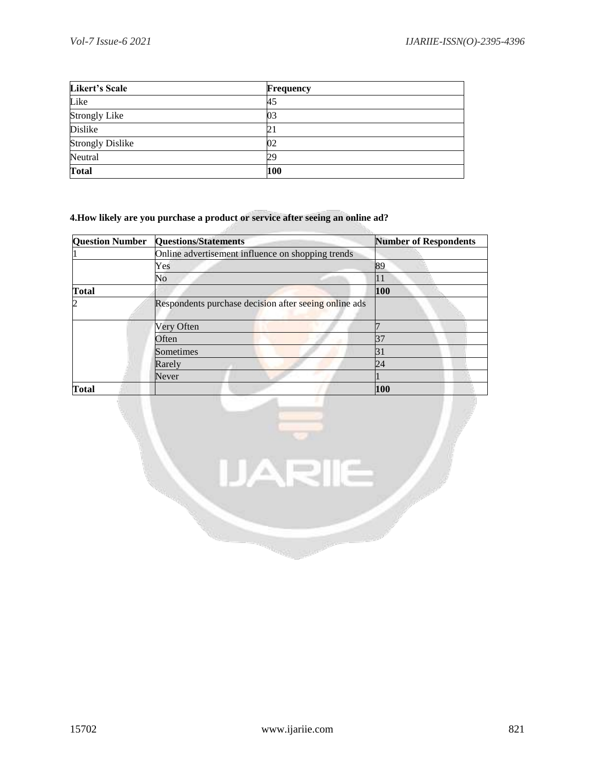| Likert's Scale | Frequency |
|---|---|
| Like | 45 |
| Strongly Like | 03 |
| Dislike | 21 |
| Strongly Dislike | 02 |
| Neutral | 29 |
| **Total** | **100** |

**4.How likely are you purchase a product or service after seeing an online ad?**

| Question Number | Questions/Statements | Number of Respondents |
|---|---|---|
| 1 | Online advertisement influence on shopping trends | |
| | Yes | 89 |
| | No | 11 |
| **Total** | | **100** |
| 2 | Respondents purchase decision after seeing online ads | |
| | Very Often | 7 |
| | Often | 37 |
| | Sometimes | 31 |
| | Rarely | 24 |
| | Never | 1 |
| **Total** | | **100** |